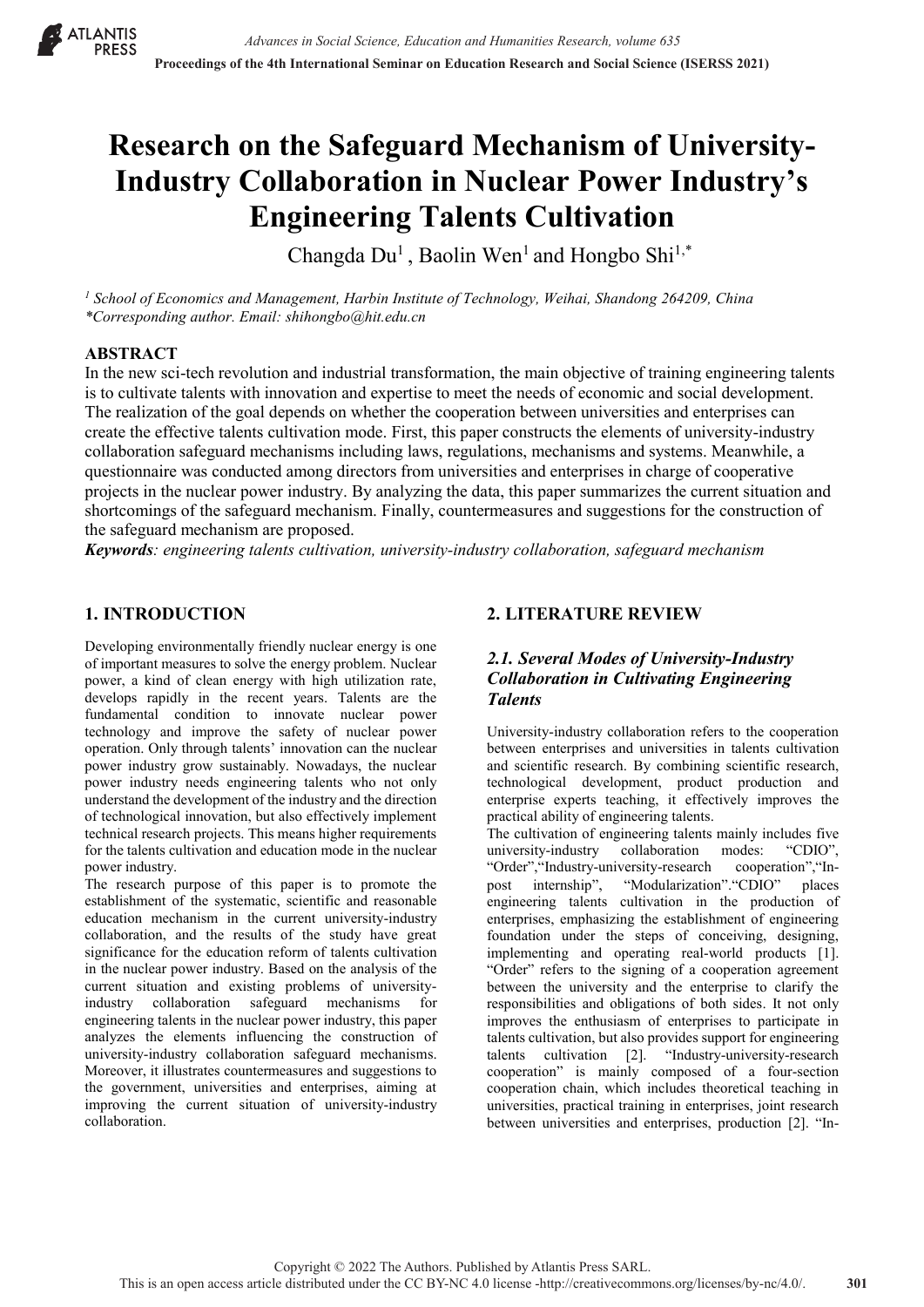# Research on the Safeguard Mechanism of University-Industry Collaboration in Nuclear Power Industry's Engineering Talents Cultivation

Changda Du[1], Baolin Wen[1] and Hongbo Shi[1,*]

[1] *School of Economics and Management, Harbin Institute of Technology, Weihai, Shandong 264209, China*
*\*Corresponding author. Email: shihongbo@hit.edu.cn*

## ABSTRACT

In the new sci-tech revolution and industrial transformation, the main objective of training engineering talents is to cultivate talents with innovation and expertise to meet the needs of economic and social development. The realization of the goal depends on whether the cooperation between universities and enterprises can create the effective talents cultivation mode. First, this paper constructs the elements of university-industry collaboration safeguard mechanisms including laws, regulations, mechanisms and systems. Meanwhile, a questionnaire was conducted among directors from universities and enterprises in charge of cooperative projects in the nuclear power industry. By analyzing the data, this paper summarizes the current situation and shortcomings of the safeguard mechanism. Finally, countermeasures and suggestions for the construction of the safeguard mechanism are proposed.

***Keywords**: engineering talents cultivation, university-industry collaboration, safeguard mechanism*

## 1. INTRODUCTION

Developing environmentally friendly nuclear energy is one of important measures to solve the energy problem. Nuclear power, a kind of clean energy with high utilization rate, develops rapidly in the recent years. Talents are the fundamental condition to innovate nuclear power technology and improve the safety of nuclear power operation. Only through talents' innovation can the nuclear power industry grow sustainably. Nowadays, the nuclear power industry needs engineering talents who not only understand the development of the industry and the direction of technological innovation, but also effectively implement technical research projects. This means higher requirements for the talents cultivation and education mode in the nuclear power industry.

The research purpose of this paper is to promote the establishment of the systematic, scientific and reasonable education mechanism in the current university-industry collaboration, and the results of the study have great significance for the education reform of talents cultivation in the nuclear power industry. Based on the analysis of the current situation and existing problems of university-industry collaboration safeguard mechanisms for engineering talents in the nuclear power industry, this paper analyzes the elements influencing the construction of university-industry collaboration safeguard mechanisms. Moreover, it illustrates countermeasures and suggestions to the government, universities and enterprises, aiming at improving the current situation of university-industry collaboration.

## 2. LITERATURE REVIEW

### *2.1. Several Modes of University-Industry Collaboration in Cultivating Engineering Talents*

University-industry collaboration refers to the cooperation between enterprises and universities in talents cultivation and scientific research. By combining scientific research, technological development, product production and enterprise experts teaching, it effectively improves the practical ability of engineering talents.

The cultivation of engineering talents mainly includes five university-industry collaboration modes: "CDIO", "Order","Industry-university-research cooperation","In-post internship", "Modularization"."CDIO" places engineering talents cultivation in the production of enterprises, emphasizing the establishment of engineering foundation under the steps of conceiving, designing, implementing and operating real-world products [1]. "Order" refers to the signing of a cooperation agreement between the university and the enterprise to clarify the responsibilities and obligations of both sides. It not only improves the enthusiasm of enterprises to participate in talents cultivation, but also provides support for engineering talents cultivation [2]. "Industry-university-research cooperation" is mainly composed of a four-section cooperation chain, which includes theoretical teaching in universities, practical training in enterprises, joint research between universities and enterprises, production [2]. "In-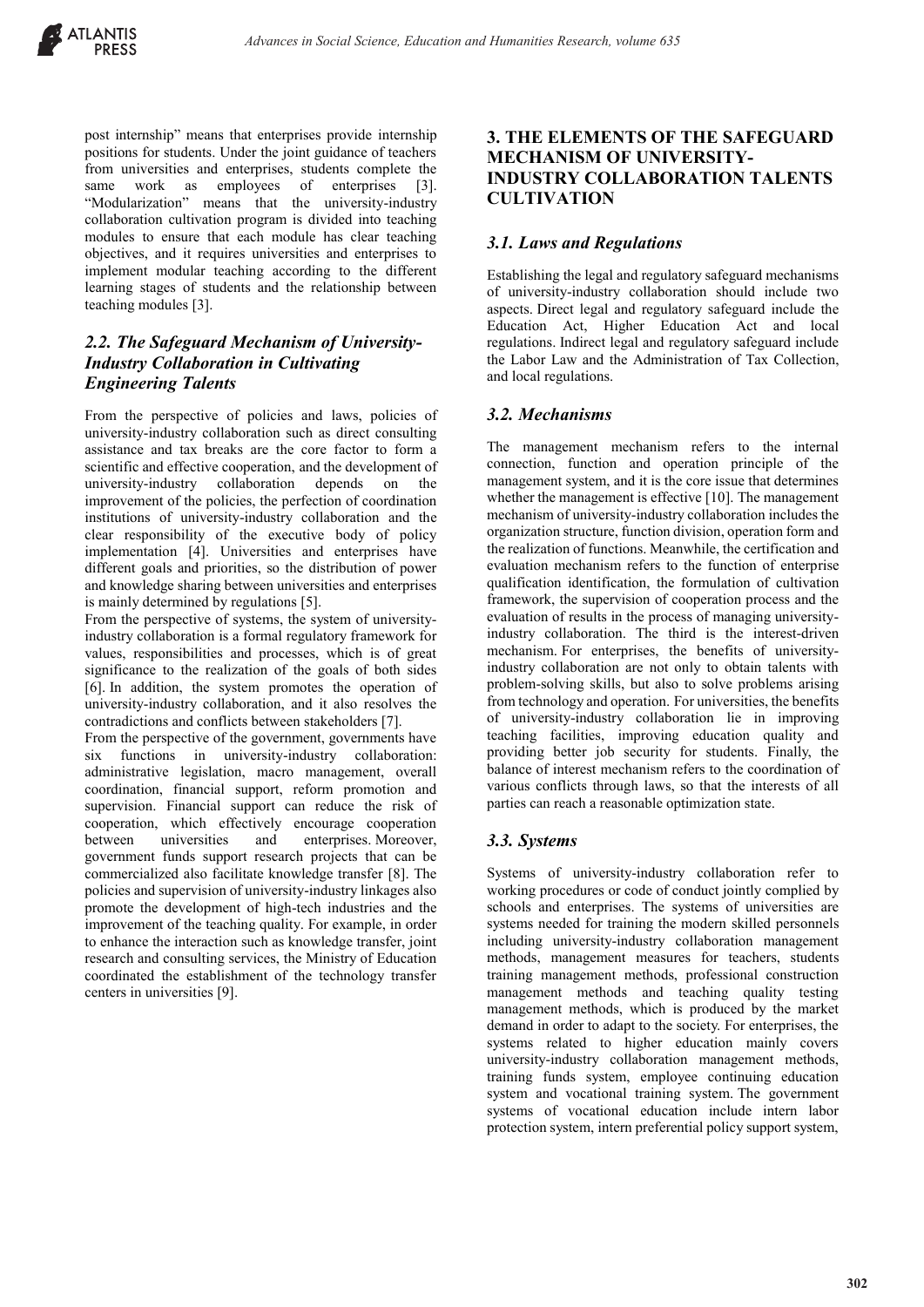post internship" means that enterprises provide internship positions for students. Under the joint guidance of teachers from universities and enterprises, students complete the same work as employees of enterprises [3]. "Modularization" means that the university-industry collaboration cultivation program is divided into teaching modules to ensure that each module has clear teaching objectives, and it requires universities and enterprises to implement modular teaching according to the different learning stages of students and the relationship between teaching modules [3].

### *2.2. The Safeguard Mechanism of University-Industry Collaboration in Cultivating Engineering Talents*

From the perspective of policies and laws, policies of university-industry collaboration such as direct consulting assistance and tax breaks are the core factor to form a scientific and effective cooperation, and the development of university-industry collaboration depends on the improvement of the policies, the perfection of coordination institutions of university-industry collaboration and the clear responsibility of the executive body of policy implementation [4]. Universities and enterprises have different goals and priorities, so the distribution of power and knowledge sharing between universities and enterprises is mainly determined by regulations [5].

From the perspective of systems, the system of university-industry collaboration is a formal regulatory framework for values, responsibilities and processes, which is of great significance to the realization of the goals of both sides [6]. In addition, the system promotes the operation of university-industry collaboration, and it also resolves the contradictions and conflicts between stakeholders [7].

From the perspective of the government, governments have six functions in university-industry collaboration: administrative legislation, macro management, overall coordination, financial support, reform promotion and supervision. Financial support can reduce the risk of cooperation, which effectively encourage cooperation between universities and enterprises. Moreover, government funds support research projects that can be commercialized also facilitate knowledge transfer [8]. The policies and supervision of university-industry linkages also promote the development of high-tech industries and the improvement of the teaching quality. For example, in order to enhance the interaction such as knowledge transfer, joint research and consulting services, the Ministry of Education coordinated the establishment of the technology transfer centers in universities [9].

## 3. THE ELEMENTS OF THE SAFEGUARD MECHANISM OF UNIVERSITY-INDUSTRY COLLABORATION TALENTS CULTIVATION

### *3.1. Laws and Regulations*

Establishing the legal and regulatory safeguard mechanisms of university-industry collaboration should include two aspects. Direct legal and regulatory safeguard include the Education Act, Higher Education Act and local regulations. Indirect legal and regulatory safeguard include the Labor Law and the Administration of Tax Collection, and local regulations.

### *3.2. Mechanisms*

The management mechanism refers to the internal connection, function and operation principle of the management system, and it is the core issue that determines whether the management is effective [10]. The management mechanism of university-industry collaboration includes the organization structure, function division, operation form and the realization of functions. Meanwhile, the certification and evaluation mechanism refers to the function of enterprise qualification identification, the formulation of cultivation framework, the supervision of cooperation process and the evaluation of results in the process of managing university-industry collaboration. The third is the interest-driven mechanism. For enterprises, the benefits of university-industry collaboration are not only to obtain talents with problem-solving skills, but also to solve problems arising from technology and operation. For universities, the benefits of university-industry collaboration lie in improving teaching facilities, improving education quality and providing better job security for students. Finally, the balance of interest mechanism refers to the coordination of various conflicts through laws, so that the interests of all parties can reach a reasonable optimization state.

### *3.3. Systems*

Systems of university-industry collaboration refer to working procedures or code of conduct jointly complied by schools and enterprises. The systems of universities are systems needed for training the modern skilled personnels including university-industry collaboration management methods, management measures for teachers, students training management methods, professional construction management methods and teaching quality testing management methods, which is produced by the market demand in order to adapt to the society. For enterprises, the systems related to higher education mainly covers university-industry collaboration management methods, training funds system, employee continuing education system and vocational training system. The government systems of vocational education include intern labor protection system, intern preferential policy support system,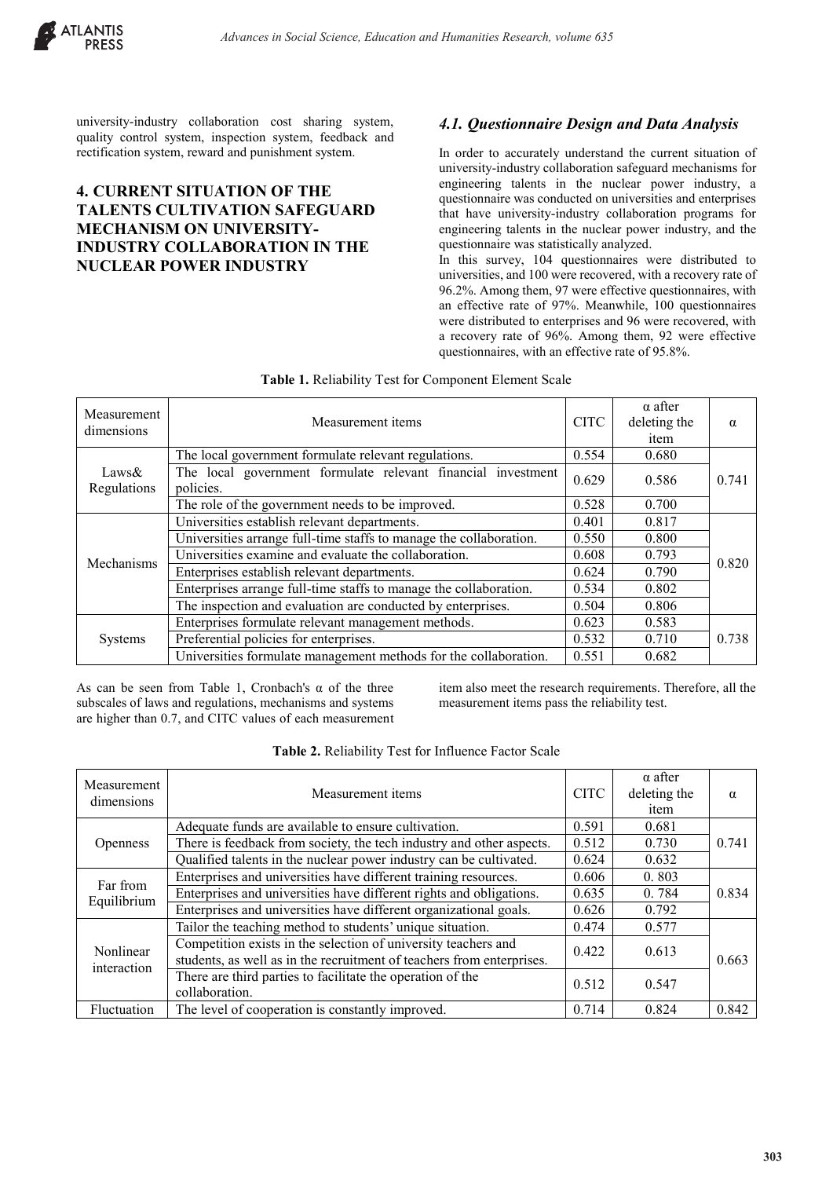university-industry collaboration cost sharing system, quality control system, inspection system, feedback and rectification system, reward and punishment system.

## 4. CURRENT SITUATION OF THE TALENTS CULTIVATION SAFEGUARD MECHANISM ON UNIVERSITY-INDUSTRY COLLABORATION IN THE NUCLEAR POWER INDUSTRY

### *4.1. Questionnaire Design and Data Analysis*

In order to accurately understand the current situation of university-industry collaboration safeguard mechanisms for engineering talents in the nuclear power industry, a questionnaire was conducted on universities and enterprises that have university-industry collaboration programs for engineering talents in the nuclear power industry, and the questionnaire was statistically analyzed.

In this survey, 104 questionnaires were distributed to universities, and 100 were recovered, with a recovery rate of 96.2%. Among them, 97 were effective questionnaires, with an effective rate of 97%. Meanwhile, 100 questionnaires were distributed to enterprises and 96 were recovered, with a recovery rate of 96%. Among them, 92 were effective questionnaires, with an effective rate of 95.8%.

**Table 1.** Reliability Test for Component Element Scale

| Measurement dimensions | Measurement items | CITC | α after deleting the item | α |
|---|---|---|---|---|
| Laws& Regulations | The local government formulate relevant regulations. | 0.554 | 0.680 | 0.741 |
| | The local government formulate relevant financial investment policies. | 0.629 | 0.586 | |
| | The role of the government needs to be improved. | 0.528 | 0.700 | |
| Mechanisms | Universities establish relevant departments. | 0.401 | 0.817 | 0.820 |
| | Universities arrange full-time staffs to manage the collaboration. | 0.550 | 0.800 | |
| | Universities examine and evaluate the collaboration. | 0.608 | 0.793 | |
| | Enterprises establish relevant departments. | 0.624 | 0.790 | |
| | Enterprises arrange full-time staffs to manage the collaboration. | 0.534 | 0.802 | |
| | The inspection and evaluation are conducted by enterprises. | 0.504 | 0.806 | |
| Systems | Enterprises formulate relevant management methods. | 0.623 | 0.583 | 0.738 |
| | Preferential policies for enterprises. | 0.532 | 0.710 | |
| | Universities formulate management methods for the collaboration. | 0.551 | 0.682 | |

As can be seen from Table 1, Cronbach's α of the three subscales of laws and regulations, mechanisms and systems are higher than 0.7, and CITC values of each measurement item also meet the research requirements. Therefore, all the measurement items pass the reliability test.

**Table 2.** Reliability Test for Influence Factor Scale

| Measurement dimensions | Measurement items | CITC | α after deleting the item | α |
|---|---|---|---|---|
| Openness | Adequate funds are available to ensure cultivation. | 0.591 | 0.681 | 0.741 |
| | There is feedback from society, the tech industry and other aspects. | 0.512 | 0.730 | |
| | Qualified talents in the nuclear power industry can be cultivated. | 0.624 | 0.632 | |
| Far from Equilibrium | Enterprises and universities have different training resources. | 0.606 | 0. 803 | 0.834 |
| | Enterprises and universities have different rights and obligations. | 0.635 | 0. 784 | |
| | Enterprises and universities have different organizational goals. | 0.626 | 0.792 | |
| Nonlinear interaction | Tailor the teaching method to students' unique situation. | 0.474 | 0.577 | 0.663 |
| | Competition exists in the selection of university teachers and students, as well as in the recruitment of teachers from enterprises. | 0.422 | 0.613 | |
| | There are third parties to facilitate the operation of the collaboration. | 0.512 | 0.547 | |
| Fluctuation | The level of cooperation is constantly improved. | 0.714 | 0.824 | 0.842 |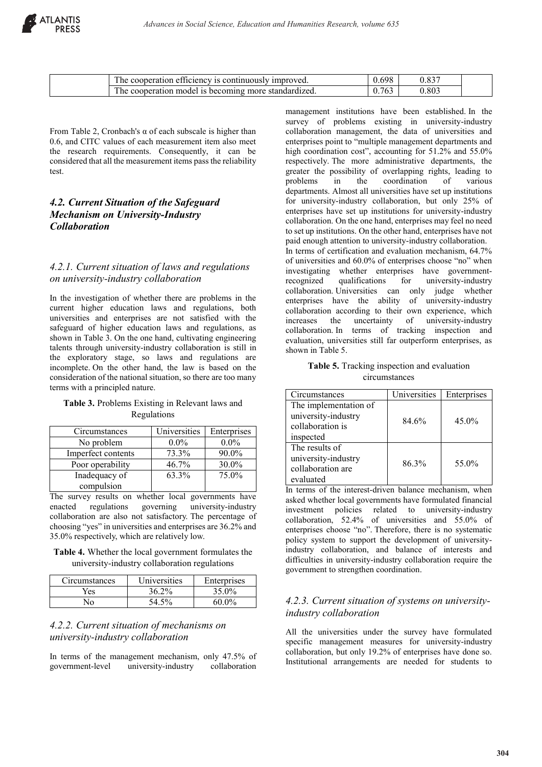|  | The cooperation efficiency is continuously improved. | 0.698 | 0.837 |  |
|---|---|---|---|---|
|  | The cooperation model is becoming more standardized. | 0.763 | 0.803 |  |

From Table 2, Cronbach's α of each subscale is higher than 0.6, and CITC values of each measurement item also meet the research requirements. Consequently, it can be considered that all the measurement items pass the reliability test.

### *4.2. Current Situation of the Safeguard Mechanism on University-Industry Collaboration*

#### *4.2.1. Current situation of laws and regulations on university-industry collaboration*

In the investigation of whether there are problems in the current higher education laws and regulations, both universities and enterprises are not satisfied with the safeguard of higher education laws and regulations, as shown in Table 3. On the one hand, cultivating engineering talents through university-industry collaboration is still in the exploratory stage, so laws and regulations are incomplete. On the other hand, the law is based on the consideration of the national situation, so there are too many terms with a principled nature.

**Table 3.** Problems Existing in Relevant laws and Regulations

| Circumstances | Universities | Enterprises |
|---|---|---|
| No problem | 0.0% | 0.0% |
| Imperfect contents | 73.3% | 90.0% |
| Poor operability | 46.7% | 30.0% |
| Inadequacy of compulsion | 63.3% | 75.0% |

The survey results on whether local governments have enacted regulations governing university-industry collaboration are also not satisfactory. The percentage of choosing "yes" in universities and enterprises are 36.2% and 35.0% respectively, which are relatively low.

**Table 4.** Whether the local government formulates the university-industry collaboration regulations

| Circumstances | Universities | Enterprises |
|---|---|---|
| Yes | 36.2% | 35.0% |
| No | 54.5% | 60.0% |

#### *4.2.2. Current situation of mechanisms on university-industry collaboration*

In terms of the management mechanism, only 47.5% of government-level university-industry collaboration management institutions have been established. In the survey of problems existing in university-industry collaboration management, the data of universities and enterprises point to "multiple management departments and high coordination cost", accounting for 51.2% and 55.0% respectively. The more administrative departments, the greater the possibility of overlapping rights, leading to problems in the coordination of various departments. Almost all universities have set up institutions for university-industry collaboration, but only 25% of enterprises have set up institutions for university-industry collaboration. On the one hand, enterprises may feel no need to set up institutions. On the other hand, enterprises have not paid enough attention to university-industry collaboration.

In terms of certification and evaluation mechanism, 64.7% of universities and 60.0% of enterprises choose "no" when investigating whether enterprises have government-recognized qualifications for university-industry collaboration. Universities can only judge whether enterprises have the ability of university-industry collaboration according to their own experience, which increases the uncertainty of university-industry collaboration. In terms of tracking inspection and evaluation, universities still far outperform enterprises, as shown in Table 5.

**Table 5.** Tracking inspection and evaluation circumstances

| Circumstances | Universities | Enterprises |
|---|---|---|
| The implementation of university-industry collaboration is inspected | 84.6% | 45.0% |
| The results of university-industry collaboration are evaluated | 86.3% | 55.0% |

In terms of the interest-driven balance mechanism, when asked whether local governments have formulated financial investment policies related to university-industry collaboration, 52.4% of universities and 55.0% of enterprises choose "no". Therefore, there is no systematic policy system to support the development of university-industry collaboration, and balance of interests and difficulties in university-industry collaboration require the government to strengthen coordination.

#### *4.2.3. Current situation of systems on university-industry collaboration*

All the universities under the survey have formulated specific management measures for university-industry collaboration, but only 19.2% of enterprises have done so. Institutional arrangements are needed for students to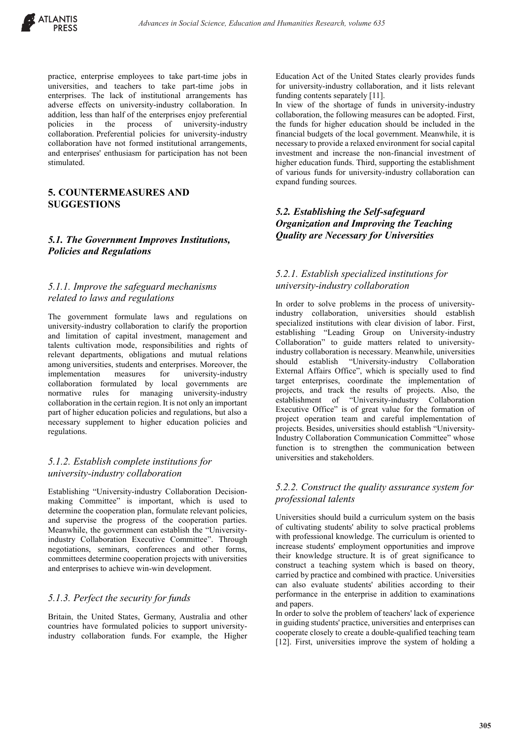practice, enterprise employees to take part-time jobs in universities, and teachers to take part-time jobs in enterprises. The lack of institutional arrangements has adverse effects on university-industry collaboration. In addition, less than half of the enterprises enjoy preferential policies in the process of university-industry collaboration. Preferential policies for university-industry collaboration have not formed institutional arrangements, and enterprises' enthusiasm for participation has not been stimulated.

## 5. COUNTERMEASURES AND SUGGESTIONS

### *5.1. The Government Improves Institutions, Policies and Regulations*

#### *5.1.1. Improve the safeguard mechanisms related to laws and regulations*

The government formulate laws and regulations on university-industry collaboration to clarify the proportion and limitation of capital investment, management and talents cultivation mode, responsibilities and rights of relevant departments, obligations and mutual relations among universities, students and enterprises. Moreover, the implementation measures for university-industry collaboration formulated by local governments are normative rules for managing university-industry collaboration in the certain region. It is not only an important part of higher education policies and regulations, but also a necessary supplement to higher education policies and regulations.

#### *5.1.2. Establish complete institutions for university-industry collaboration*

Establishing "University-industry Collaboration Decision-making Committee" is important, which is used to determine the cooperation plan, formulate relevant policies, and supervise the progress of the cooperation parties. Meanwhile, the government can establish the "University-industry Collaboration Executive Committee". Through negotiations, seminars, conferences and other forms, committees determine cooperation projects with universities and enterprises to achieve win-win development.

#### *5.1.3. Perfect the security for funds*

Britain, the United States, Germany, Australia and other countries have formulated policies to support university-industry collaboration funds. For example, the Higher Education Act of the United States clearly provides funds for university-industry collaboration, and it lists relevant funding contents separately [11].

In view of the shortage of funds in university-industry collaboration, the following measures can be adopted. First, the funds for higher education should be included in the financial budgets of the local government. Meanwhile, it is necessary to provide a relaxed environment for social capital investment and increase the non-financial investment of higher education funds. Third, supporting the establishment of various funds for university-industry collaboration can expand funding sources.

### *5.2. Establishing the Self-safeguard Organization and Improving the Teaching Quality are Necessary for Universities*

#### *5.2.1. Establish specialized institutions for university-industry collaboration*

In order to solve problems in the process of university-industry collaboration, universities should establish specialized institutions with clear division of labor. First, establishing "Leading Group on University-industry Collaboration" to guide matters related to university-industry collaboration is necessary. Meanwhile, universities should establish "University-industry Collaboration External Affairs Office", which is specially used to find target enterprises, coordinate the implementation of projects, and track the results of projects. Also, the establishment of "University-industry Collaboration Executive Office" is of great value for the formation of project operation team and careful implementation of projects. Besides, universities should establish "University-Industry Collaboration Communication Committee" whose function is to strengthen the communication between universities and stakeholders.

#### *5.2.2. Construct the quality assurance system for professional talents*

Universities should build a curriculum system on the basis of cultivating students' ability to solve practical problems with professional knowledge. The curriculum is oriented to increase students' employment opportunities and improve their knowledge structure. It is of great significance to construct a teaching system which is based on theory, carried by practice and combined with practice. Universities can also evaluate students' abilities according to their performance in the enterprise in addition to examinations and papers.

In order to solve the problem of teachers' lack of experience in guiding students' practice, universities and enterprises can cooperate closely to create a double-qualified teaching team [12]. First, universities improve the system of holding a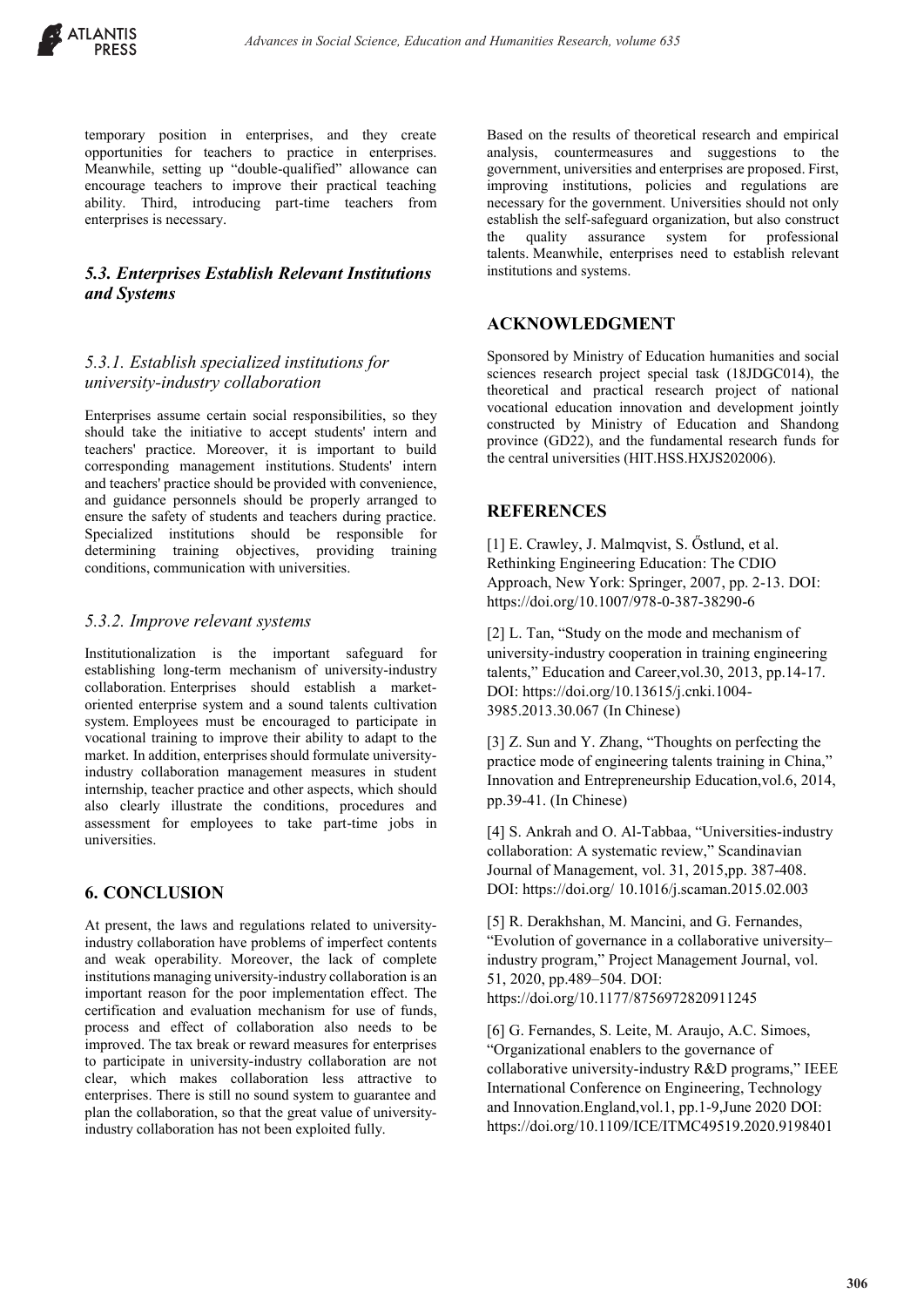temporary position in enterprises, and they create opportunities for teachers to practice in enterprises. Meanwhile, setting up "double-qualified" allowance can encourage teachers to improve their practical teaching ability. Third, introducing part-time teachers from enterprises is necessary.

### *5.3. Enterprises Establish Relevant Institutions and Systems*

#### *5.3.1. Establish specialized institutions for university-industry collaboration*

Enterprises assume certain social responsibilities, so they should take the initiative to accept students' intern and teachers' practice. Moreover, it is important to build corresponding management institutions. Students' intern and teachers' practice should be provided with convenience, and guidance personnels should be properly arranged to ensure the safety of students and teachers during practice. Specialized institutions should be responsible for determining training objectives, providing training conditions, communication with universities.

#### *5.3.2. Improve relevant systems*

Institutionalization is the important safeguard for establishing long-term mechanism of university-industry collaboration. Enterprises should establish a market-oriented enterprise system and a sound talents cultivation system. Employees must be encouraged to participate in vocational training to improve their ability to adapt to the market. In addition, enterprises should formulate university-industry collaboration management measures in student internship, teacher practice and other aspects, which should also clearly illustrate the conditions, procedures and assessment for employees to take part-time jobs in universities.

## 6. CONCLUSION

At present, the laws and regulations related to university-industry collaboration have problems of imperfect contents and weak operability. Moreover, the lack of complete institutions managing university-industry collaboration is an important reason for the poor implementation effect. The certification and evaluation mechanism for use of funds, process and effect of collaboration also needs to be improved. The tax break or reward measures for enterprises to participate in university-industry collaboration are not clear, which makes collaboration less attractive to enterprises. There is still no sound system to guarantee and plan the collaboration, so that the great value of university-industry collaboration has not been exploited fully.

Based on the results of theoretical research and empirical analysis, countermeasures and suggestions to the government, universities and enterprises are proposed. First, improving institutions, policies and regulations are necessary for the government. Universities should not only establish the self-safeguard organization, but also construct the quality assurance system for professional talents. Meanwhile, enterprises need to establish relevant institutions and systems.

## ACKNOWLEDGMENT

Sponsored by Ministry of Education humanities and social sciences research project special task (18JDGC014), the theoretical and practical research project of national vocational education innovation and development jointly constructed by Ministry of Education and Shandong province (GD22), and the fundamental research funds for the central universities (HIT.HSS.HXJS202006).

## REFERENCES

[1] E. Crawley, J. Malmqvist, S. Őstlund, et al. Rethinking Engineering Education: The CDIO Approach, New York: Springer, 2007, pp. 2-13. DOI: https://doi.org/10.1007/978-0-387-38290-6

[2] L. Tan, "Study on the mode and mechanism of university-industry cooperation in training engineering talents," Education and Career,vol.30, 2013, pp.14-17. DOI: https://doi.org/10.13615/j.cnki.1004-3985.2013.30.067 (In Chinese)

[3] Z. Sun and Y. Zhang, "Thoughts on perfecting the practice mode of engineering talents training in China," Innovation and Entrepreneurship Education,vol.6, 2014, pp.39-41. (In Chinese)

[4] S. Ankrah and O. Al-Tabbaa, "Universities-industry collaboration: A systematic review," Scandinavian Journal of Management, vol. 31, 2015,pp. 387-408. DOI: https://doi.org/ 10.1016/j.scaman.2015.02.003

[5] R. Derakhshan, M. Mancini, and G. Fernandes, "Evolution of governance in a collaborative university–industry program," Project Management Journal, vol. 51, 2020, pp.489–504. DOI: https://doi.org/10.1177/8756972820911245

[6] G. Fernandes, S. Leite, M. Araujo, A.C. Simoes, "Organizational enablers to the governance of collaborative university-industry R&D programs," IEEE International Conference on Engineering, Technology and Innovation.England,vol.1, pp.1-9,June 2020 DOI: https://doi.org/10.1109/ICE/ITMC49519.2020.9198401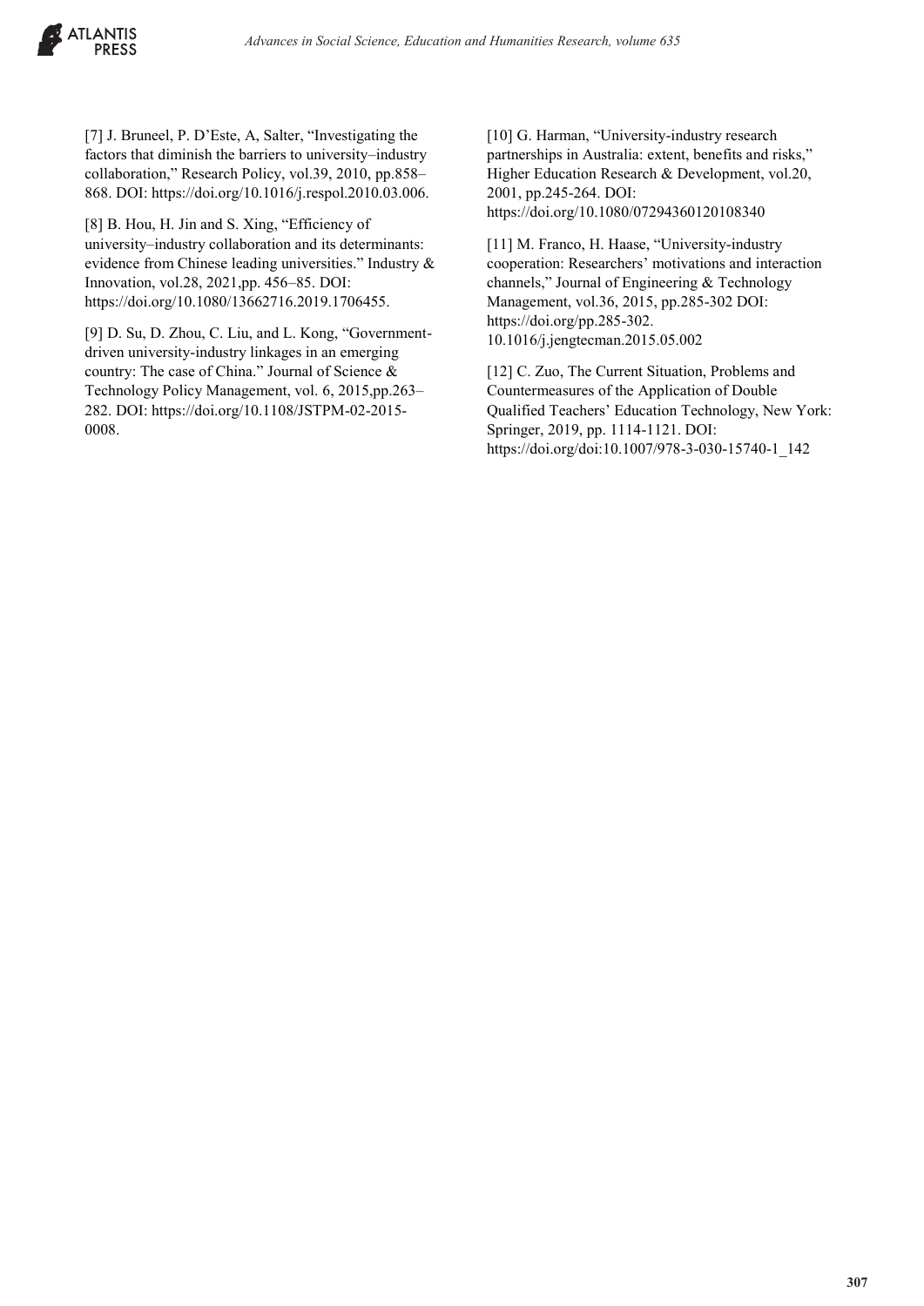[7] J. Bruneel, P. D'Este, A, Salter, "Investigating the factors that diminish the barriers to university–industry collaboration," Research Policy, vol.39, 2010, pp.858–868. DOI: https://doi.org/10.1016/j.respol.2010.03.006.

[8] B. Hou, H. Jin and S. Xing, "Efficiency of university–industry collaboration and its determinants: evidence from Chinese leading universities." Industry & Innovation, vol.28, 2021,pp. 456–85. DOI: https://doi.org/10.1080/13662716.2019.1706455.

[9] D. Su, D. Zhou, C. Liu, and L. Kong, "Government-driven university-industry linkages in an emerging country: The case of China." Journal of Science & Technology Policy Management, vol. 6, 2015,pp.263–282. DOI: https://doi.org/10.1108/JSTPM-02-2015-0008.

[10] G. Harman, "University-industry research partnerships in Australia: extent, benefits and risks," Higher Education Research & Development, vol.20, 2001, pp.245-264. DOI: https://doi.org/10.1080/07294360120108340

[11] M. Franco, H. Haase, "University-industry cooperation: Researchers' motivations and interaction channels," Journal of Engineering & Technology Management, vol.36, 2015, pp.285-302 DOI: https://doi.org/pp.285-302. 10.1016/j.jengtecman.2015.05.002

[12] C. Zuo, The Current Situation, Problems and Countermeasures of the Application of Double Qualified Teachers' Education Technology, New York: Springer, 2019, pp. 1114-1121. DOI: https://doi.org/doi:10.1007/978-3-030-15740-1_142